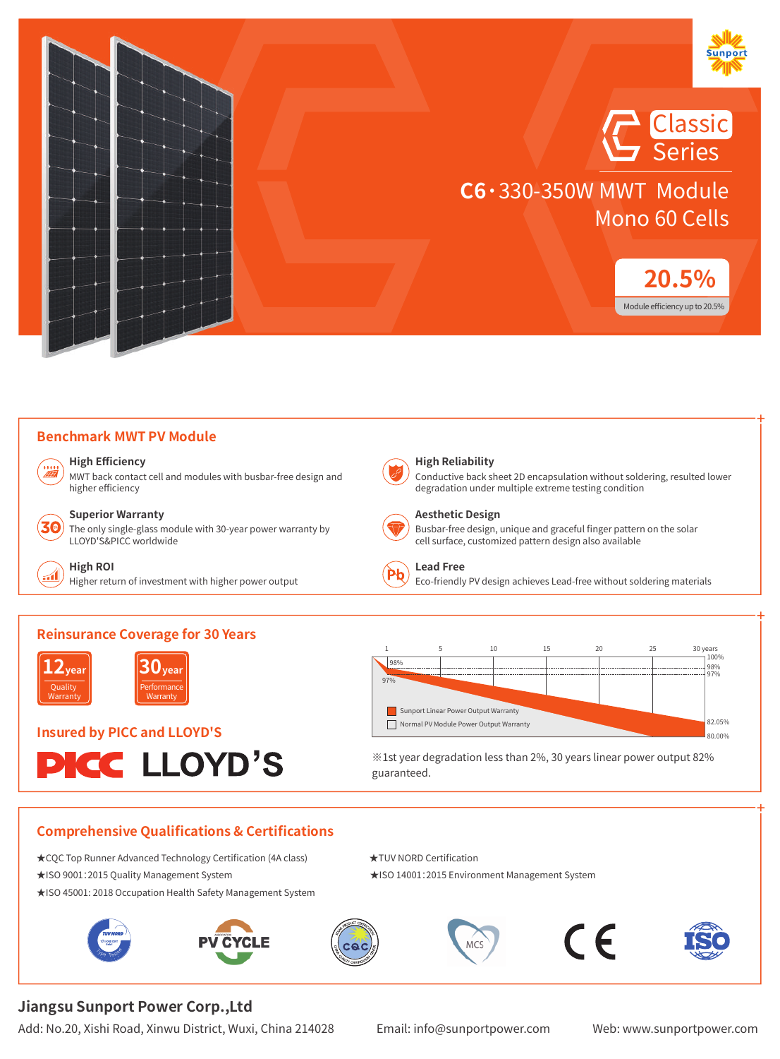Sunport

# Classic Series

## C6 · 330-350W MWT Module Mono 60 Cells

**20.5%**

Module efficiency up to 20.5%

## Benchmark MWT PV Module

**High Efficiency**
MWT back contact cell and modules with busbar-free design and higher efficiency

**Superior Warranty**
The only single-glass module with 30-year power warranty by LLOYD'S&PICC worldwide

**High ROI**
Higher return of investment with higher power output

**High Reliability**
Conductive back sheet 2D encapsulation without soldering, resulted lower degradation under multiple extreme testing condition

**Aesthetic Design**
Busbar-free design, unique and graceful finger pattern on the solar cell surface, customized pattern design also available

**Lead Free**
Eco-friendly PV design achieves Lead-free without soldering materials

## Reinsurance Coverage for 30 Years

**12 year** Quality Warranty

**30 year** Performance Warranty

### Insured by PICC and LLOYD'S

PICC LLOYD'S

Chart (years 1, 5, 10, 15, 20, 25, 30 years; 100%, 98%, 97%, 82.05%, 80.00%):
- Sunport Linear Power Output Warranty
- Normal PV Module Power Output Warranty

※1st year degradation less than 2%, 30 years linear power output 82% guaranteed.

## Comprehensive Qualifications & Certifications

★CQC Top Runner Advanced Technology Certification (4A class)

★ISO 9001:2015 Quality Management System

★ISO 45001: 2018 Occupation Health Safety Management System

★TUV NORD Certification

★ISO 14001:2015 Environment Management System

TÜV NORD, PV CYCLE, CQC, MCS, CE, ISO

**Jiangsu Sunport Power Corp.,Ltd**

Add: No.20, Xishi Road, Xinwu District, Wuxi, China 214028

Email: info@sunportpower.com

Web: www.sunportpower.com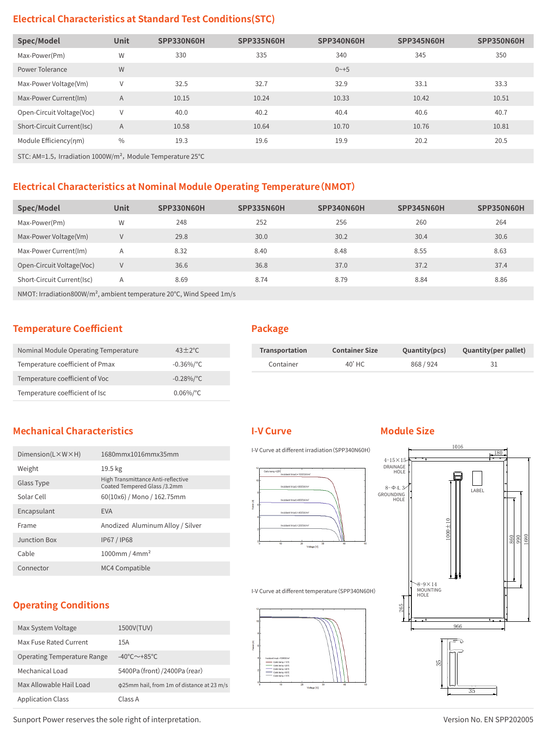## Electrical Characteristics at Standard Test Conditions(STC)

| Spec/Model | Unit | SPP330N60H | SPP335N60H | SPP340N60H | SPP345N60H | SPP350N60H |
|---|---|---|---|---|---|---|
| Max-Power(Pm) | W | 330 | 335 | 340 | 345 | 350 |
| Power Tolerance | W | | | 0~+5 | | |
| Max-Power Voltage(Vm) | V | 32.5 | 32.7 | 32.9 | 33.1 | 33.3 |
| Max-Power Current(Im) | A | 10.15 | 10.24 | 10.33 | 10.42 | 10.51 |
| Open-Circuit Voltage(Voc) | V | 40.0 | 40.2 | 40.4 | 40.6 | 40.7 |
| Short-Circuit Current(Isc) | A | 10.58 | 10.64 | 10.70 | 10.76 | 10.81 |
| Module Efficiency(ηm) | % | 19.3 | 19.6 | 19.9 | 20.2 | 20.5 |

STC: AM=1.5, Irradiation 1000W/m², Module Temperature 25°C

## Electrical Characteristics at Nominal Module Operating Temperature (NMOT)

| Spec/Model | Unit | SPP330N60H | SPP335N60H | SPP340N60H | SPP345N60H | SPP350N60H |
|---|---|---|---|---|---|---|
| Max-Power(Pm) | W | 248 | 252 | 256 | 260 | 264 |
| Max-Power Voltage(Vm) | V | 29.8 | 30.0 | 30.2 | 30.4 | 30.6 |
| Max-Power Current(Im) | A | 8.32 | 8.40 | 8.48 | 8.55 | 8.63 |
| Open-Circuit Voltage(Voc) | V | 36.6 | 36.8 | 37.0 | 37.2 | 37.4 |
| Short-Circuit Current(Isc) | A | 8.69 | 8.74 | 8.79 | 8.84 | 8.86 |

NMOT: Irradiation800W/m², ambient temperature 20°C, Wind Speed 1m/s

## Temperature Coefficient

| | |
|---|---|
| Nominal Module Operating Temperature | 43±2°C |
| Temperature coefficient of Pmax | -0.36%/°C |
| Temperature coefficient of Voc | -0.28%/°C |
| Temperature coefficient of Isc | 0.06%/°C |

## Package

| Transportation | Container Size | Quantity(pcs) | Quantity(per pallet) |
|---|---|---|---|
| Container | 40' HC | 868 / 924 | 31 |

## Mechanical Characteristics

| | |
|---|---|
| Dimension(L×W×H) | 1680mmx1016mmx35mm |
| Weight | 19.5 kg |
| Glass Type | High Transmittance Anti-reflective Coated Tempered Glass /3.2mm |
| Solar Cell | 60(10x6) / Mono / 162.75mm |
| Encapsulant | EVA |
| Frame | Anodized Aluminum Alloy / Silver |
| Junction Box | IP67 / IP68 |
| Cable | 1000mm / 4mm² |
| Connector | MC4 Compatible |

## I-V Curve

I-V Curve at different irradiation (SPP340N60H)

Cells temp.=25°C
Incident Irrad.=1000W/m²
Incident Irrad.=800W/m²
Incident Irrad.=600W/m²
Incident Irrad.=400W/m²
Incident Irrad.=200W/m²
Voltage [V]
Current [A]

I-V Curve at different temperature (SPP340N60H)

Incident Irrad.=1000W/m²
Voltage [V]
Current [A]

## Module Size

1016
180
4-15×15 DRAINAGE HOLE
8-Φ4.3 GROUNDING HOLE
LABEL
1000±10
860
990
1680
8-9×14 MOUNTING HOLE
265
966
35
35

## Operating Conditions

| | |
|---|---|
| Max System Voltage | 1500V(TUV) |
| Max Fuse Rated Current | 15A |
| Operating Temperature Range | -40°C～+85°C |
| Mechanical Load | 5400Pa (front) /2400Pa (rear) |
| Max Allowable Hail Load | φ25mm hail, from 1m of distance at 23 m/s |
| Application Class | Class A |

Sunport Power reserves the sole right of interpretation.

Version No. EN SPP202005